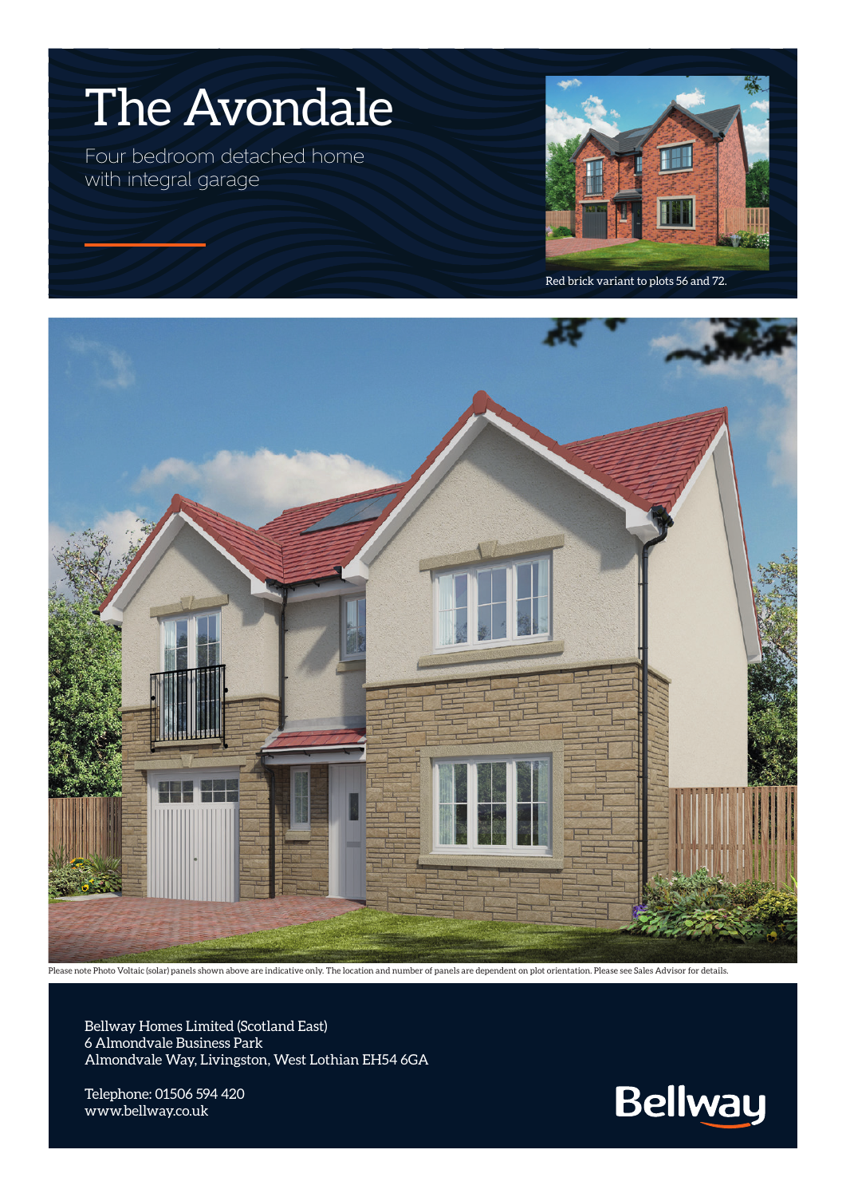# The Avondale

Four bedroom detached home with integral garage

Red brick variant to plots 56 and 72.

Please note Photo Voltaic (solar) panels shown above are indicative only. The location and number of panels are dependent on plot orientation. Please see Sales Advisor for details.

Bellway Homes Limited (Scotland East)
6 Almondvale Business Park
Almondvale Way, Livingston, West Lothian EH54 6GA

Telephone: 01506 594 420
www.bellway.co.uk

Bellway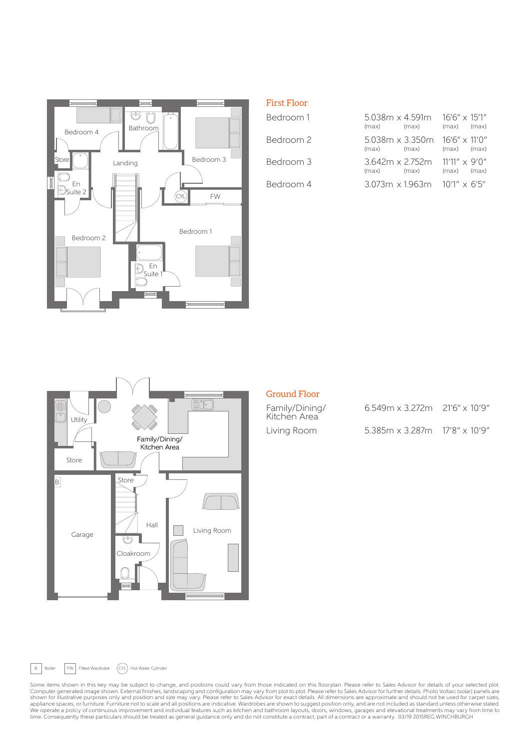## First Floor

| | | |
|---|---|---|
| Bedroom 1 | 5.038m x 4.591m (max) (max) | 16'6" x 15'1" (max) (max) |
| Bedroom 2 | 5.038m x 3.350m (max) (max) | 16'6" x 11'0" (max) (max) |
| Bedroom 3 | 3.642m x 2.752m (max) (max) | 11'11" x 9'0" (max) (max) |
| Bedroom 4 | 3.073m x 1.963m | 10'1" x 6'5" |

## Ground Floor

| | | |
|---|---|---|
| Family/Dining/ Kitchen Area | 6.549m x 3.272m | 21'6" x 10'9" |
| Living Room | 5.385m x 3.287m | 17'8" x 10'9" |

B Boiler FW Fitted Wardrobe CYL Hot Water Cylinder

Some items shown in this key may be subject to change, and positions could vary from those indicated on this floorplan. Please refer to Sales Advisor for details of your selected plot. Computer generated image shown. External finishes, landscaping and configuration may vary from plot to plot. Please refer to Sales Advisor for further details. Photo Voltaic (solar) panels are shown for illustrative purposes only and position and size may vary. Please refer to Sales Advisor for exact details. All dimensions are approximate and should not be used for carpet sizes, appliance spaces, or furniture. Furniture not to scale and all positions are indicative. Wardrobes are shown to suggest position only, and are not included as standard unless otherwise stated. We operate a policy of continuous improvement and individual features such as kitchen and bathroom layouts, doors, windows, garages and elevational treatments may vary from time to time. Consequently these particulars should be treated as general guidance only and do not constitute a contract, part of a contract or a warranty. 03/19 2015REG WINCHBURGH